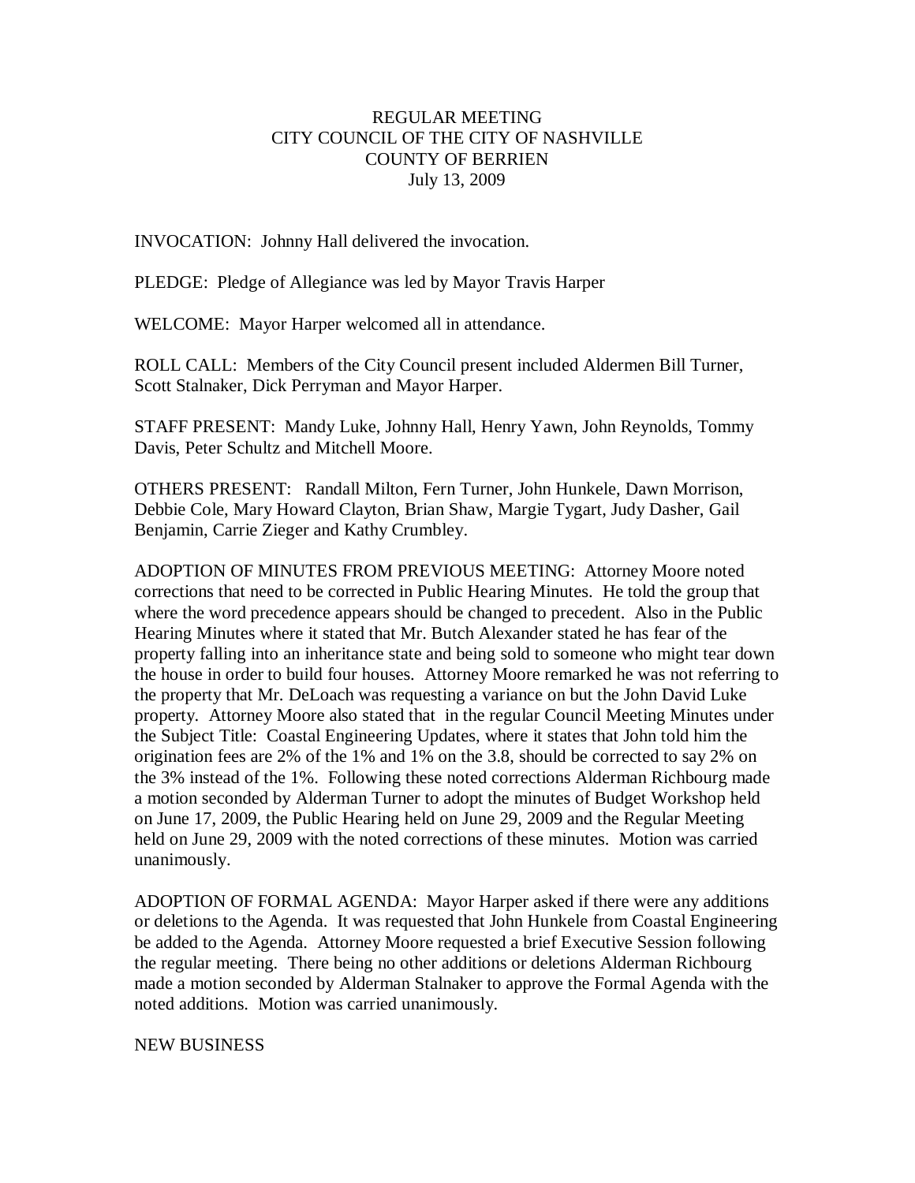# REGULAR MEETING
# CITY COUNCIL OF THE CITY OF NASHVILLE
# COUNTY OF BERRIEN
# July 13, 2009

INVOCATION: Johnny Hall delivered the invocation.

PLEDGE: Pledge of Allegiance was led by Mayor Travis Harper

WELCOME: Mayor Harper welcomed all in attendance.

ROLL CALL: Members of the City Council present included Aldermen Bill Turner, Scott Stalnaker, Dick Perryman and Mayor Harper.

STAFF PRESENT: Mandy Luke, Johnny Hall, Henry Yawn, John Reynolds, Tommy Davis, Peter Schultz and Mitchell Moore.

OTHERS PRESENT: Randall Milton, Fern Turner, John Hunkele, Dawn Morrison, Debbie Cole, Mary Howard Clayton, Brian Shaw, Margie Tygart, Judy Dasher, Gail Benjamin, Carrie Zieger and Kathy Crumbley.

ADOPTION OF MINUTES FROM PREVIOUS MEETING: Attorney Moore noted corrections that need to be corrected in Public Hearing Minutes. He told the group that where the word precedence appears should be changed to precedent. Also in the Public Hearing Minutes where it stated that Mr. Butch Alexander stated he has fear of the property falling into an inheritance state and being sold to someone who might tear down the house in order to build four houses. Attorney Moore remarked he was not referring to the property that Mr. DeLoach was requesting a variance on but the John David Luke property. Attorney Moore also stated that in the regular Council Meeting Minutes under the Subject Title: Coastal Engineering Updates, where it states that John told him the origination fees are 2% of the 1% and 1% on the 3.8, should be corrected to say 2% on the 3% instead of the 1%. Following these noted corrections Alderman Richbourg made a motion seconded by Alderman Turner to adopt the minutes of Budget Workshop held on June 17, 2009, the Public Hearing held on June 29, 2009 and the Regular Meeting held on June 29, 2009 with the noted corrections of these minutes. Motion was carried unanimously.

ADOPTION OF FORMAL AGENDA: Mayor Harper asked if there were any additions or deletions to the Agenda. It was requested that John Hunkele from Coastal Engineering be added to the Agenda. Attorney Moore requested a brief Executive Session following the regular meeting. There being no other additions or deletions Alderman Richbourg made a motion seconded by Alderman Stalnaker to approve the Formal Agenda with the noted additions. Motion was carried unanimously.

NEW BUSINESS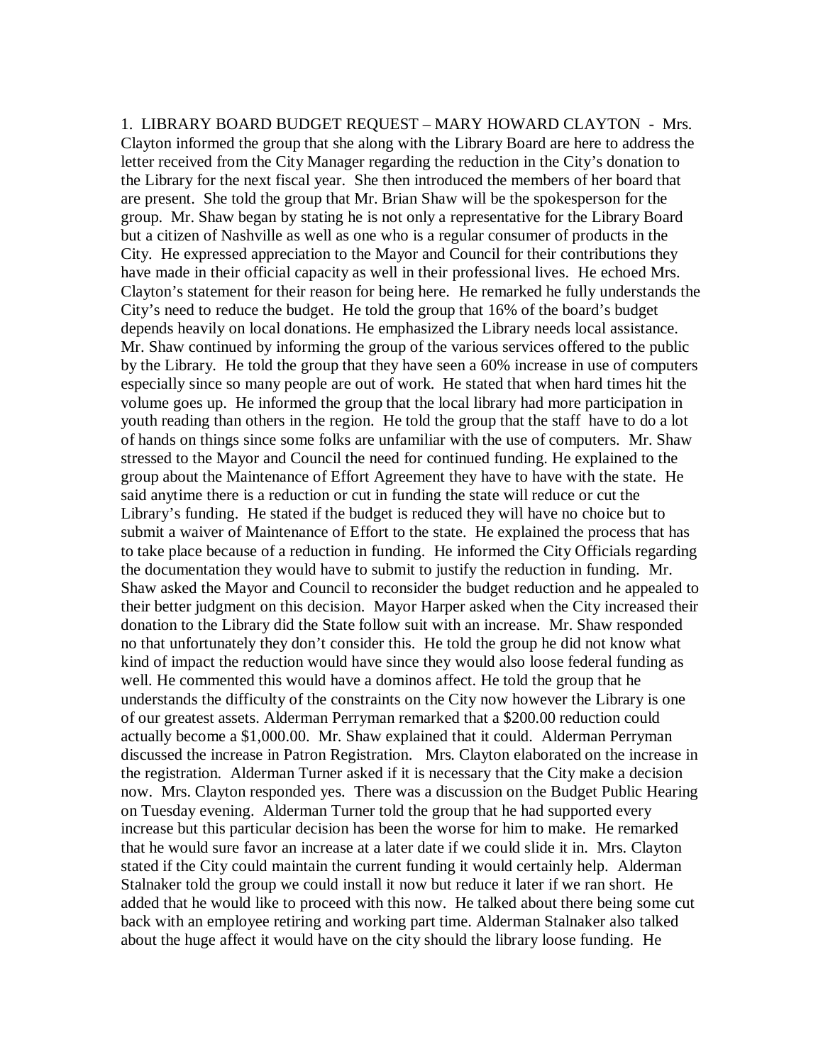1. LIBRARY BOARD BUDGET REQUEST – MARY HOWARD CLAYTON - Mrs. Clayton informed the group that she along with the Library Board are here to address the letter received from the City Manager regarding the reduction in the City's donation to the Library for the next fiscal year. She then introduced the members of her board that are present. She told the group that Mr. Brian Shaw will be the spokesperson for the group. Mr. Shaw began by stating he is not only a representative for the Library Board but a citizen of Nashville as well as one who is a regular consumer of products in the City. He expressed appreciation to the Mayor and Council for their contributions they have made in their official capacity as well in their professional lives. He echoed Mrs. Clayton's statement for their reason for being here. He remarked he fully understands the City's need to reduce the budget. He told the group that 16% of the board's budget depends heavily on local donations. He emphasized the Library needs local assistance. Mr. Shaw continued by informing the group of the various services offered to the public by the Library. He told the group that they have seen a 60% increase in use of computers especially since so many people are out of work. He stated that when hard times hit the volume goes up. He informed the group that the local library had more participation in youth reading than others in the region. He told the group that the staff have to do a lot of hands on things since some folks are unfamiliar with the use of computers. Mr. Shaw stressed to the Mayor and Council the need for continued funding. He explained to the group about the Maintenance of Effort Agreement they have to have with the state. He said anytime there is a reduction or cut in funding the state will reduce or cut the Library's funding. He stated if the budget is reduced they will have no choice but to submit a waiver of Maintenance of Effort to the state. He explained the process that has to take place because of a reduction in funding. He informed the City Officials regarding the documentation they would have to submit to justify the reduction in funding. Mr. Shaw asked the Mayor and Council to reconsider the budget reduction and he appealed to their better judgment on this decision. Mayor Harper asked when the City increased their donation to the Library did the State follow suit with an increase. Mr. Shaw responded no that unfortunately they don't consider this. He told the group he did not know what kind of impact the reduction would have since they would also loose federal funding as well. He commented this would have a dominos affect. He told the group that he understands the difficulty of the constraints on the City now however the Library is one of our greatest assets. Alderman Perryman remarked that a $200.00 reduction could actually become a $1,000.00. Mr. Shaw explained that it could. Alderman Perryman discussed the increase in Patron Registration. Mrs. Clayton elaborated on the increase in the registration. Alderman Turner asked if it is necessary that the City make a decision now. Mrs. Clayton responded yes. There was a discussion on the Budget Public Hearing on Tuesday evening. Alderman Turner told the group that he had supported every increase but this particular decision has been the worse for him to make. He remarked that he would sure favor an increase at a later date if we could slide it in. Mrs. Clayton stated if the City could maintain the current funding it would certainly help. Alderman Stalnaker told the group we could install it now but reduce it later if we ran short. He added that he would like to proceed with this now. He talked about there being some cut back with an employee retiring and working part time. Alderman Stalnaker also talked about the huge affect it would have on the city should the library loose funding. He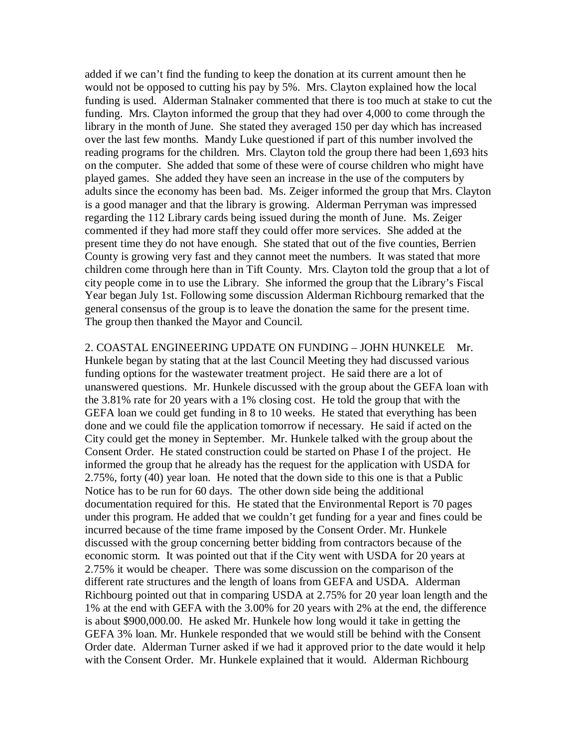added if we can't find the funding to keep the donation at its current amount then he would not be opposed to cutting his pay by 5%. Mrs. Clayton explained how the local funding is used. Alderman Stalnaker commented that there is too much at stake to cut the funding. Mrs. Clayton informed the group that they had over 4,000 to come through the library in the month of June. She stated they averaged 150 per day which has increased over the last few months. Mandy Luke questioned if part of this number involved the reading programs for the children. Mrs. Clayton told the group there had been 1,693 hits on the computer. She added that some of these were of course children who might have played games. She added they have seen an increase in the use of the computers by adults since the economy has been bad. Ms. Zeiger informed the group that Mrs. Clayton is a good manager and that the library is growing. Alderman Perryman was impressed regarding the 112 Library cards being issued during the month of June. Ms. Zeiger commented if they had more staff they could offer more services. She added at the present time they do not have enough. She stated that out of the five counties, Berrien County is growing very fast and they cannot meet the numbers. It was stated that more children come through here than in Tift County. Mrs. Clayton told the group that a lot of city people come in to use the Library. She informed the group that the Library's Fiscal Year began July 1st. Following some discussion Alderman Richbourg remarked that the general consensus of the group is to leave the donation the same for the present time. The group then thanked the Mayor and Council.

2. COASTAL ENGINEERING UPDATE ON FUNDING – JOHN HUNKELE Mr. Hunkele began by stating that at the last Council Meeting they had discussed various funding options for the wastewater treatment project. He said there are a lot of unanswered questions. Mr. Hunkele discussed with the group about the GEFA loan with the 3.81% rate for 20 years with a 1% closing cost. He told the group that with the GEFA loan we could get funding in 8 to 10 weeks. He stated that everything has been done and we could file the application tomorrow if necessary. He said if acted on the City could get the money in September. Mr. Hunkele talked with the group about the Consent Order. He stated construction could be started on Phase I of the project. He informed the group that he already has the request for the application with USDA for 2.75%, forty (40) year loan. He noted that the down side to this one is that a Public Notice has to be run for 60 days. The other down side being the additional documentation required for this. He stated that the Environmental Report is 70 pages under this program. He added that we couldn't get funding for a year and fines could be incurred because of the time frame imposed by the Consent Order. Mr. Hunkele discussed with the group concerning better bidding from contractors because of the economic storm. It was pointed out that if the City went with USDA for 20 years at 2.75% it would be cheaper. There was some discussion on the comparison of the different rate structures and the length of loans from GEFA and USDA. Alderman Richbourg pointed out that in comparing USDA at 2.75% for 20 year loan length and the 1% at the end with GEFA with the 3.00% for 20 years with 2% at the end, the difference is about $900,000.00. He asked Mr. Hunkele how long would it take in getting the GEFA 3% loan. Mr. Hunkele responded that we would still be behind with the Consent Order date. Alderman Turner asked if we had it approved prior to the date would it help with the Consent Order. Mr. Hunkele explained that it would. Alderman Richbourg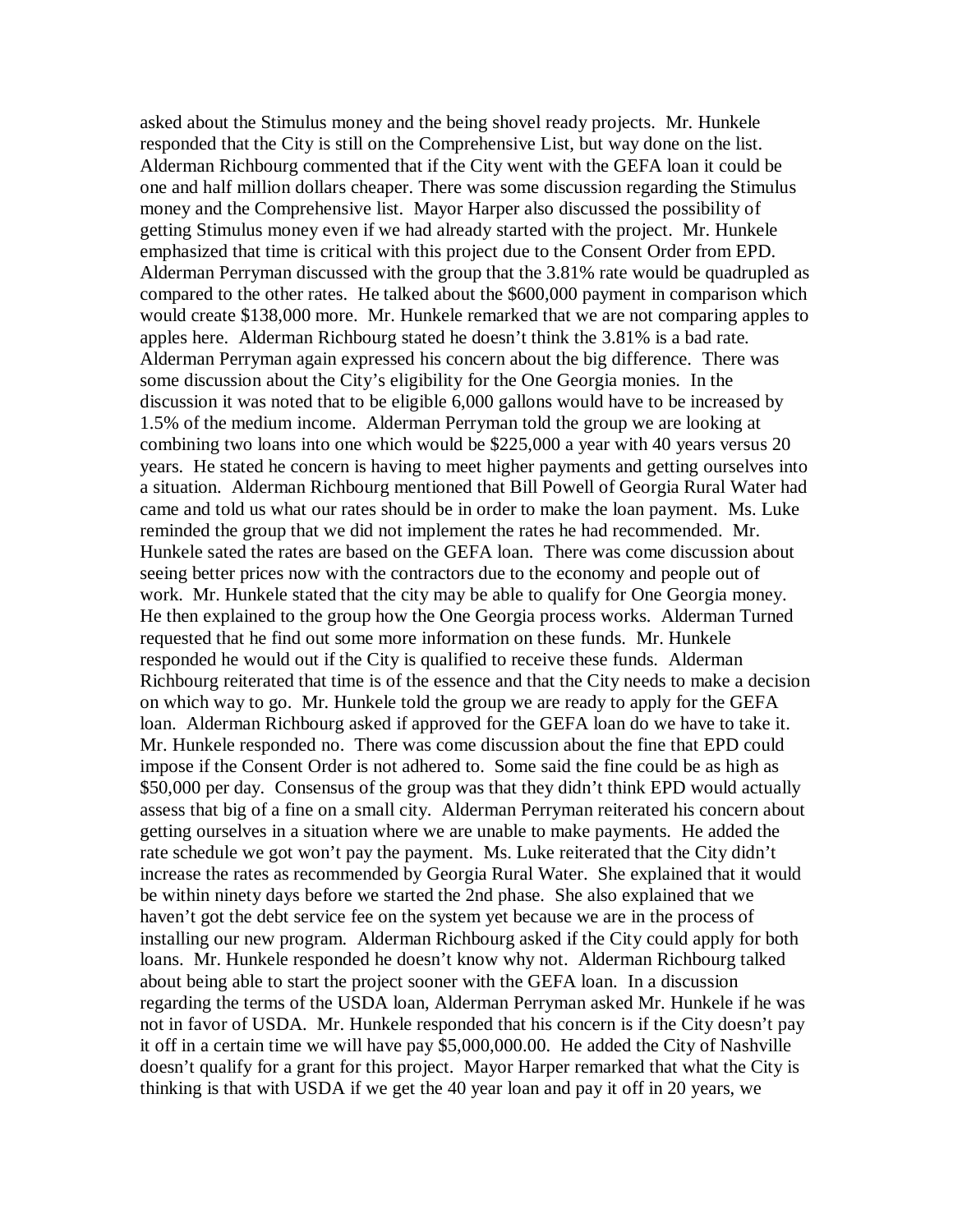asked about the Stimulus money and the being shovel ready projects. Mr. Hunkele responded that the City is still on the Comprehensive List, but way done on the list. Alderman Richbourg commented that if the City went with the GEFA loan it could be one and half million dollars cheaper. There was some discussion regarding the Stimulus money and the Comprehensive list. Mayor Harper also discussed the possibility of getting Stimulus money even if we had already started with the project. Mr. Hunkele emphasized that time is critical with this project due to the Consent Order from EPD. Alderman Perryman discussed with the group that the 3.81% rate would be quadrupled as compared to the other rates. He talked about the $600,000 payment in comparison which would create $138,000 more. Mr. Hunkele remarked that we are not comparing apples to apples here. Alderman Richbourg stated he doesn't think the 3.81% is a bad rate. Alderman Perryman again expressed his concern about the big difference. There was some discussion about the City's eligibility for the One Georgia monies. In the discussion it was noted that to be eligible 6,000 gallons would have to be increased by 1.5% of the medium income. Alderman Perryman told the group we are looking at combining two loans into one which would be $225,000 a year with 40 years versus 20 years. He stated he concern is having to meet higher payments and getting ourselves into a situation. Alderman Richbourg mentioned that Bill Powell of Georgia Rural Water had came and told us what our rates should be in order to make the loan payment. Ms. Luke reminded the group that we did not implement the rates he had recommended. Mr. Hunkele sated the rates are based on the GEFA loan. There was come discussion about seeing better prices now with the contractors due to the economy and people out of work. Mr. Hunkele stated that the city may be able to qualify for One Georgia money. He then explained to the group how the One Georgia process works. Alderman Turned requested that he find out some more information on these funds. Mr. Hunkele responded he would out if the City is qualified to receive these funds. Alderman Richbourg reiterated that time is of the essence and that the City needs to make a decision on which way to go. Mr. Hunkele told the group we are ready to apply for the GEFA loan. Alderman Richbourg asked if approved for the GEFA loan do we have to take it. Mr. Hunkele responded no. There was come discussion about the fine that EPD could impose if the Consent Order is not adhered to. Some said the fine could be as high as $50,000 per day. Consensus of the group was that they didn't think EPD would actually assess that big of a fine on a small city. Alderman Perryman reiterated his concern about getting ourselves in a situation where we are unable to make payments. He added the rate schedule we got won't pay the payment. Ms. Luke reiterated that the City didn't increase the rates as recommended by Georgia Rural Water. She explained that it would be within ninety days before we started the 2nd phase. She also explained that we haven't got the debt service fee on the system yet because we are in the process of installing our new program. Alderman Richbourg asked if the City could apply for both loans. Mr. Hunkele responded he doesn't know why not. Alderman Richbourg talked about being able to start the project sooner with the GEFA loan. In a discussion regarding the terms of the USDA loan, Alderman Perryman asked Mr. Hunkele if he was not in favor of USDA. Mr. Hunkele responded that his concern is if the City doesn't pay it off in a certain time we will have pay $5,000,000.00. He added the City of Nashville doesn't qualify for a grant for this project. Mayor Harper remarked that what the City is thinking is that with USDA if we get the 40 year loan and pay it off in 20 years, we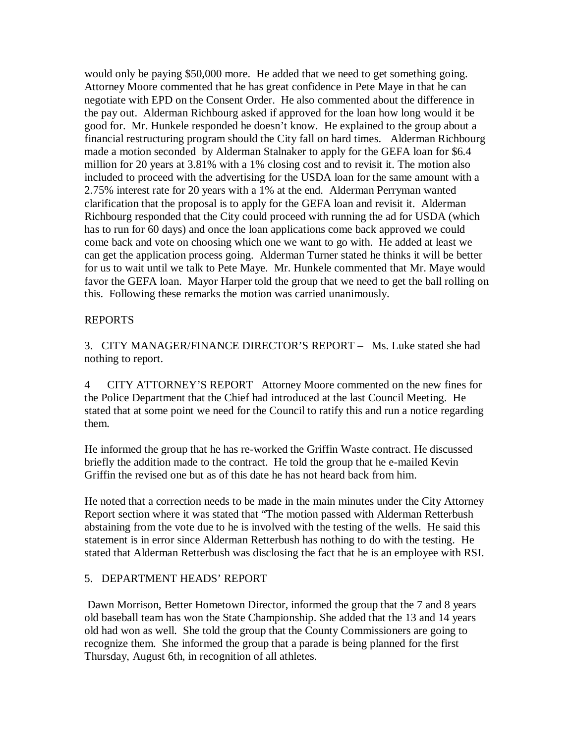would only be paying $50,000 more. He added that we need to get something going. Attorney Moore commented that he has great confidence in Pete Maye in that he can negotiate with EPD on the Consent Order. He also commented about the difference in the pay out. Alderman Richbourg asked if approved for the loan how long would it be good for. Mr. Hunkele responded he doesn't know. He explained to the group about a financial restructuring program should the City fall on hard times. Alderman Richbourg made a motion seconded by Alderman Stalnaker to apply for the GEFA loan for $6.4 million for 20 years at 3.81% with a 1% closing cost and to revisit it. The motion also included to proceed with the advertising for the USDA loan for the same amount with a 2.75% interest rate for 20 years with a 1% at the end. Alderman Perryman wanted clarification that the proposal is to apply for the GEFA loan and revisit it. Alderman Richbourg responded that the City could proceed with running the ad for USDA (which has to run for 60 days) and once the loan applications come back approved we could come back and vote on choosing which one we want to go with. He added at least we can get the application process going. Alderman Turner stated he thinks it will be better for us to wait until we talk to Pete Maye. Mr. Hunkele commented that Mr. Maye would favor the GEFA loan. Mayor Harper told the group that we need to get the ball rolling on this. Following these remarks the motion was carried unanimously.

## REPORTS

3. CITY MANAGER/FINANCE DIRECTOR'S REPORT – Ms. Luke stated she had nothing to report.

4 CITY ATTORNEY'S REPORT Attorney Moore commented on the new fines for the Police Department that the Chief had introduced at the last Council Meeting. He stated that at some point we need for the Council to ratify this and run a notice regarding them.

He informed the group that he has re-worked the Griffin Waste contract. He discussed briefly the addition made to the contract. He told the group that he e-mailed Kevin Griffin the revised one but as of this date he has not heard back from him.

He noted that a correction needs to be made in the main minutes under the City Attorney Report section where it was stated that "The motion passed with Alderman Retterbush abstaining from the vote due to he is involved with the testing of the wells. He said this statement is in error since Alderman Retterbush has nothing to do with the testing. He stated that Alderman Retterbush was disclosing the fact that he is an employee with RSI.

5. DEPARTMENT HEADS' REPORT

Dawn Morrison, Better Hometown Director, informed the group that the 7 and 8 years old baseball team has won the State Championship. She added that the 13 and 14 years old had won as well. She told the group that the County Commissioners are going to recognize them. She informed the group that a parade is being planned for the first Thursday, August 6th, in recognition of all athletes.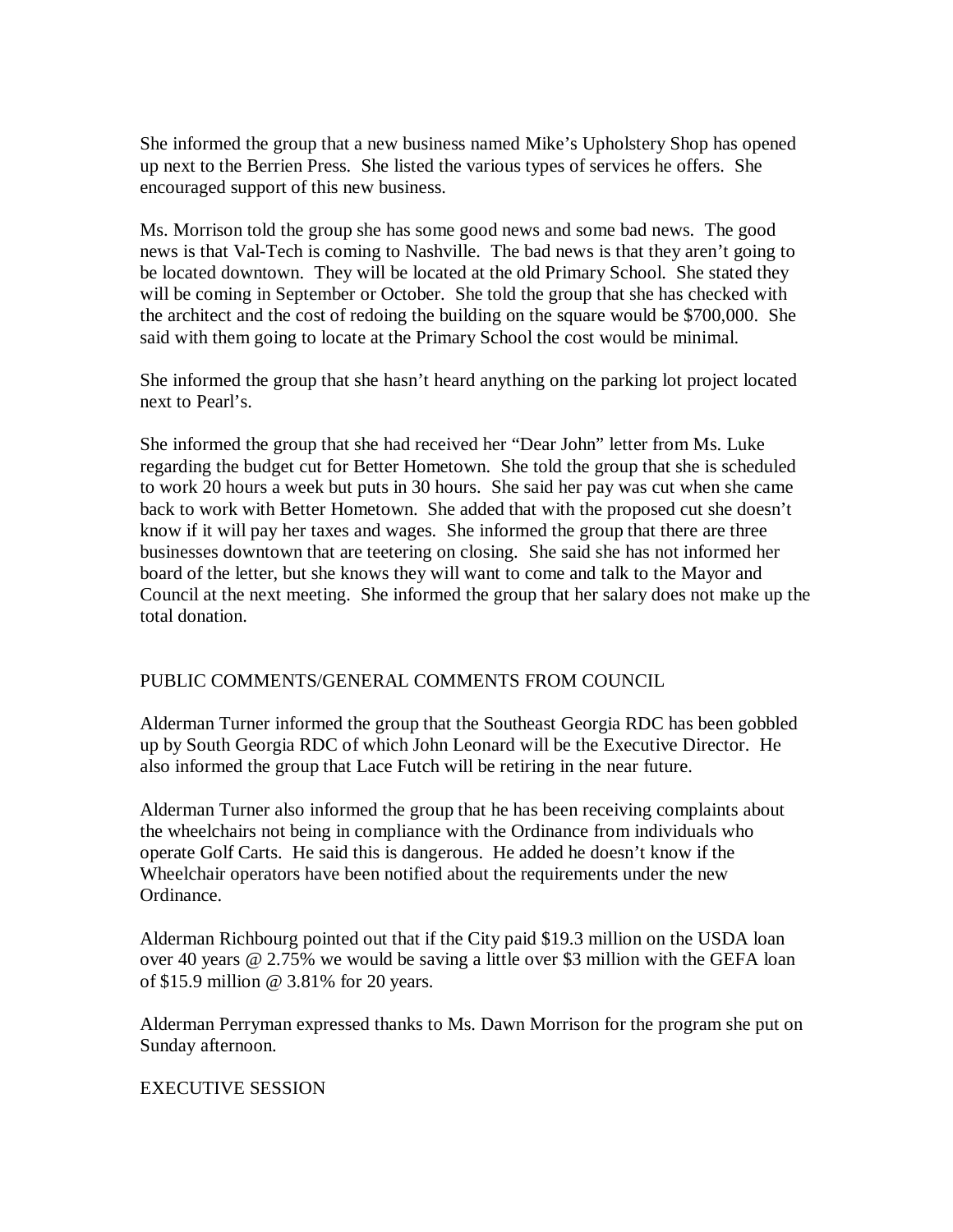She informed the group that a new business named Mike's Upholstery Shop has opened up next to the Berrien Press. She listed the various types of services he offers. She encouraged support of this new business.

Ms. Morrison told the group she has some good news and some bad news. The good news is that Val-Tech is coming to Nashville. The bad news is that they aren't going to be located downtown. They will be located at the old Primary School. She stated they will be coming in September or October. She told the group that she has checked with the architect and the cost of redoing the building on the square would be $700,000. She said with them going to locate at the Primary School the cost would be minimal.

She informed the group that she hasn't heard anything on the parking lot project located next to Pearl's.

She informed the group that she had received her "Dear John" letter from Ms. Luke regarding the budget cut for Better Hometown. She told the group that she is scheduled to work 20 hours a week but puts in 30 hours. She said her pay was cut when she came back to work with Better Hometown. She added that with the proposed cut she doesn't know if it will pay her taxes and wages. She informed the group that there are three businesses downtown that are teetering on closing. She said she has not informed her board of the letter, but she knows they will want to come and talk to the Mayor and Council at the next meeting. She informed the group that her salary does not make up the total donation.

PUBLIC COMMENTS/GENERAL COMMENTS FROM COUNCIL

Alderman Turner informed the group that the Southeast Georgia RDC has been gobbled up by South Georgia RDC of which John Leonard will be the Executive Director. He also informed the group that Lace Futch will be retiring in the near future.

Alderman Turner also informed the group that he has been receiving complaints about the wheelchairs not being in compliance with the Ordinance from individuals who operate Golf Carts. He said this is dangerous. He added he doesn't know if the Wheelchair operators have been notified about the requirements under the new Ordinance.

Alderman Richbourg pointed out that if the City paid $19.3 million on the USDA loan over 40 years @ 2.75% we would be saving a little over $3 million with the GEFA loan of $15.9 million @ 3.81% for 20 years.

Alderman Perryman expressed thanks to Ms. Dawn Morrison for the program she put on Sunday afternoon.

EXECUTIVE SESSION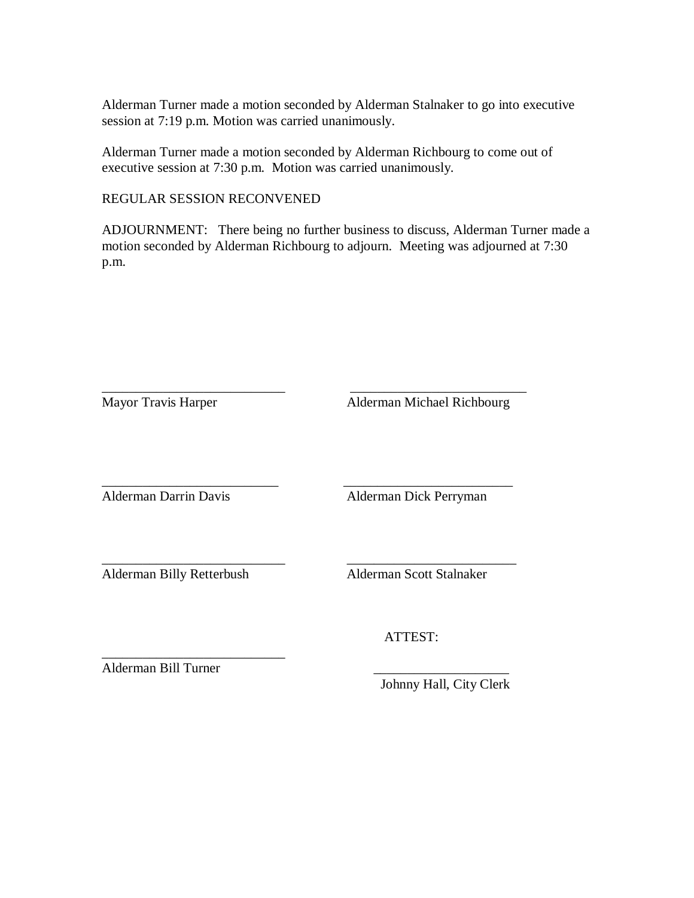Alderman Turner made a motion seconded by Alderman Stalnaker to go into executive session at 7:19 p.m. Motion was carried unanimously.

Alderman Turner made a motion seconded by Alderman Richbourg to come out of executive session at 7:30 p.m. Motion was carried unanimously.

REGULAR SESSION RECONVENED

ADJOURNMENT: There being no further business to discuss, Alderman Turner made a motion seconded by Alderman Richbourg to adjourn. Meeting was adjourned at 7:30 p.m.

___________________________ ___________________________
Mayor Travis Harper Alderman Michael Richbourg

___________________________ ___________________________
Alderman Darrin Davis Alderman Dick Perryman

___________________________ ___________________________
Alderman Billy Retterbush Alderman Scott Stalnaker

ATTEST:

___________________________ ____________________
Alderman Bill Turner Johnny Hall, City Clerk